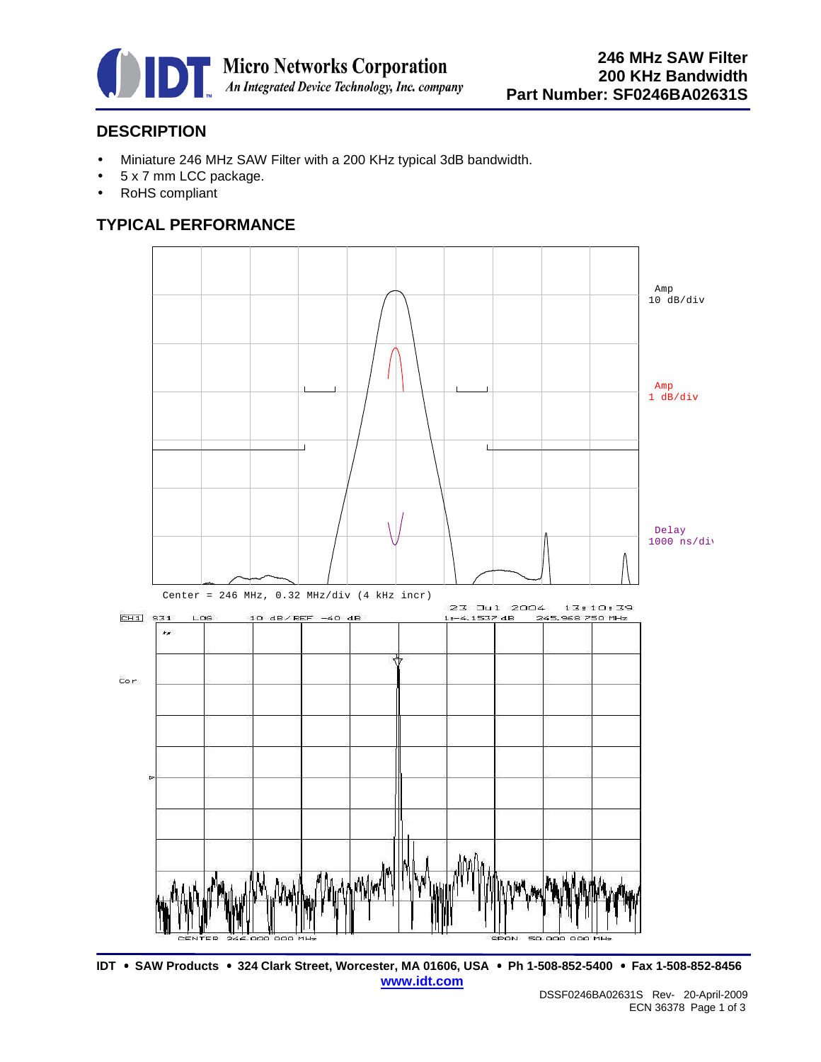# 246 MHz SAW Filter
# 200 KHz Bandwidth
# Part Number: SF0246BA02631S

## DESCRIPTION

- Miniature 246 MHz SAW Filter with a 200 KHz typical 3dB bandwidth.
- 5 x 7 mm LCC package.
- RoHS compliant

## TYPICAL PERFORMANCE

Amp
10 dB/div

Amp
1 dB/div

Delay
1000 ns/div

Center = 246 MHz, 0.32 MHz/div (4 kHz incr)

23 Jul 2004 13:10:39

CH1 S31 LOG 10 dB/ REF -40 dB 1:-4.1537 dB 245.968 750 MHz

Cor

CENTER 246.000 000 MHz SPAN 50.000 000 MHz

IDT • SAW Products • 324 Clark Street, Worcester, MA 01606, USA • Ph 1-508-852-5400 • Fax 1-508-852-8456
**www.idt.com**

DSSF0246BA02631S Rev- 20-April-2009
ECN 36378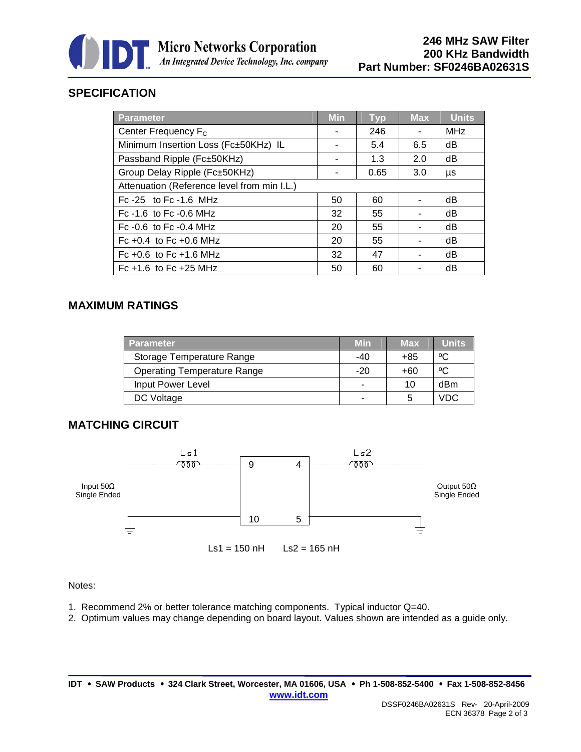# SPECIFICATION

| Parameter | Min | Typ | Max | Units |
|---|---|---|---|---|
| Center Frequency $F_C$ | - | 246 | - | MHz |
| Minimum Insertion Loss (Fc±50KHz) IL | - | 5.4 | 6.5 | dB |
| Passband Ripple (Fc±50KHz) | - | 1.3 | 2.0 | dB |
| Group Delay Ripple (Fc±50KHz) | - | 0.65 | 3.0 | µs |
| Attenuation (Reference level from min I.L.) | | | | |
| Fc -25 to Fc -1.6 MHz | 50 | 60 | - | dB |
| Fc -1.6 to Fc -0.6 MHz | 32 | 55 | - | dB |
| Fc -0.6 to Fc -0.4 MHz | 20 | 55 | - | dB |
| Fc +0.4 to Fc +0.6 MHz | 20 | 55 | - | dB |
| Fc +0.6 to Fc +1.6 MHz | 32 | 47 | - | dB |
| Fc +1.6 to Fc +25 MHz | 50 | 60 | - | dB |

# MAXIMUM RATINGS

| Parameter | Min | Max | Units |
|---|---|---|---|
| Storage Temperature Range | -40 | +85 | ºC |
| Operating Temperature Range | -20 | +60 | ºC |
| Input Power Level | - | 10 | dBm |
| DC Voltage | - | 5 | VDC |

# MATCHING CIRCUIT

Input 50Ω Single Ended — Ls1 — pins 9, 10 | pins 4, 5 — Ls2 — Output 50Ω Single Ended

Ls1 = 150 nH  Ls2 = 165 nH

Notes:

1. Recommend 2% or better tolerance matching components. Typical inductor Q=40.
2. Optimum values may change depending on board layout. Values shown are intended as a guide only.

IDT • SAW Products • 324 Clark Street, Worcester, MA 01606, USA • Ph 1-508-852-5400 • Fax 1-508-852-8456
www.idt.com

DSSF0246BA02631S Rev- 20-April-2009
ECN 36378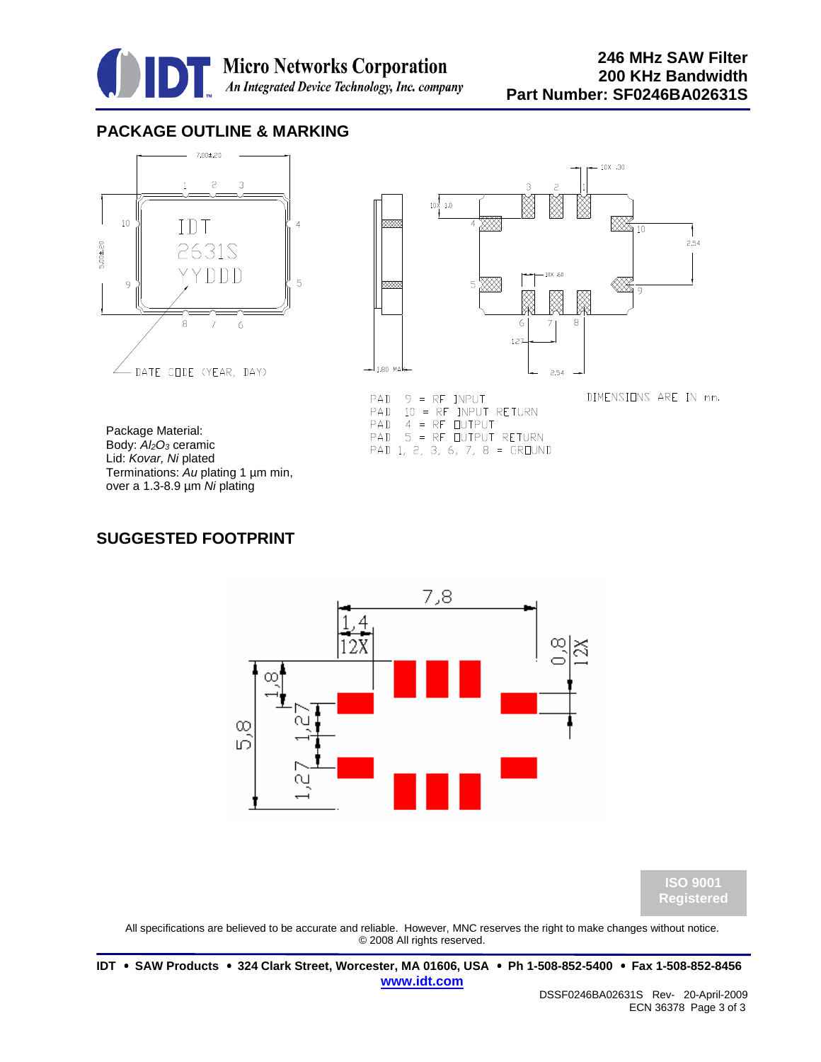## PACKAGE OUTLINE & MARKING

7.00±.20

5.00±.20

IDT
2631S
YYDDD

DATE CODE (YEAR, DAY)

10X .30

10X 1.0

10X .60

2.54

1.27

1.80 MAX

PAD 9 = RF INPUT
PAD 10 = RF INPUT RETURN
PAD 4 = RF OUTPUT
PAD 5 = RF OUTPUT RETURN
PAD 1, 2, 3, 6, 7, 8 = GROUND

DIMENSIONS ARE IN mm.

Package Material:
Body: $Al_2O_3$ ceramic
Lid: *Kovar, Ni* plated
Terminations: *Au* plating 1 µm min, over a 1.3-8.9 µm *Ni* plating

## SUGGESTED FOOTPRINT

7,8

1,4
12X

0,8
12X

1,8

1,27

1,27

5,8

ISO 9001
Registered

All specifications are believed to be accurate and reliable. However, MNC reserves the right to make changes without notice.
© 2008 All rights reserved.

**IDT • SAW Products • 324 Clark Street, Worcester, MA 01606, USA • Ph 1-508-852-5400 • Fax 1-508-852-8456**
**www.idt.com**

DSSF0246BA02631S Rev- 20-April-2009
ECN 36378